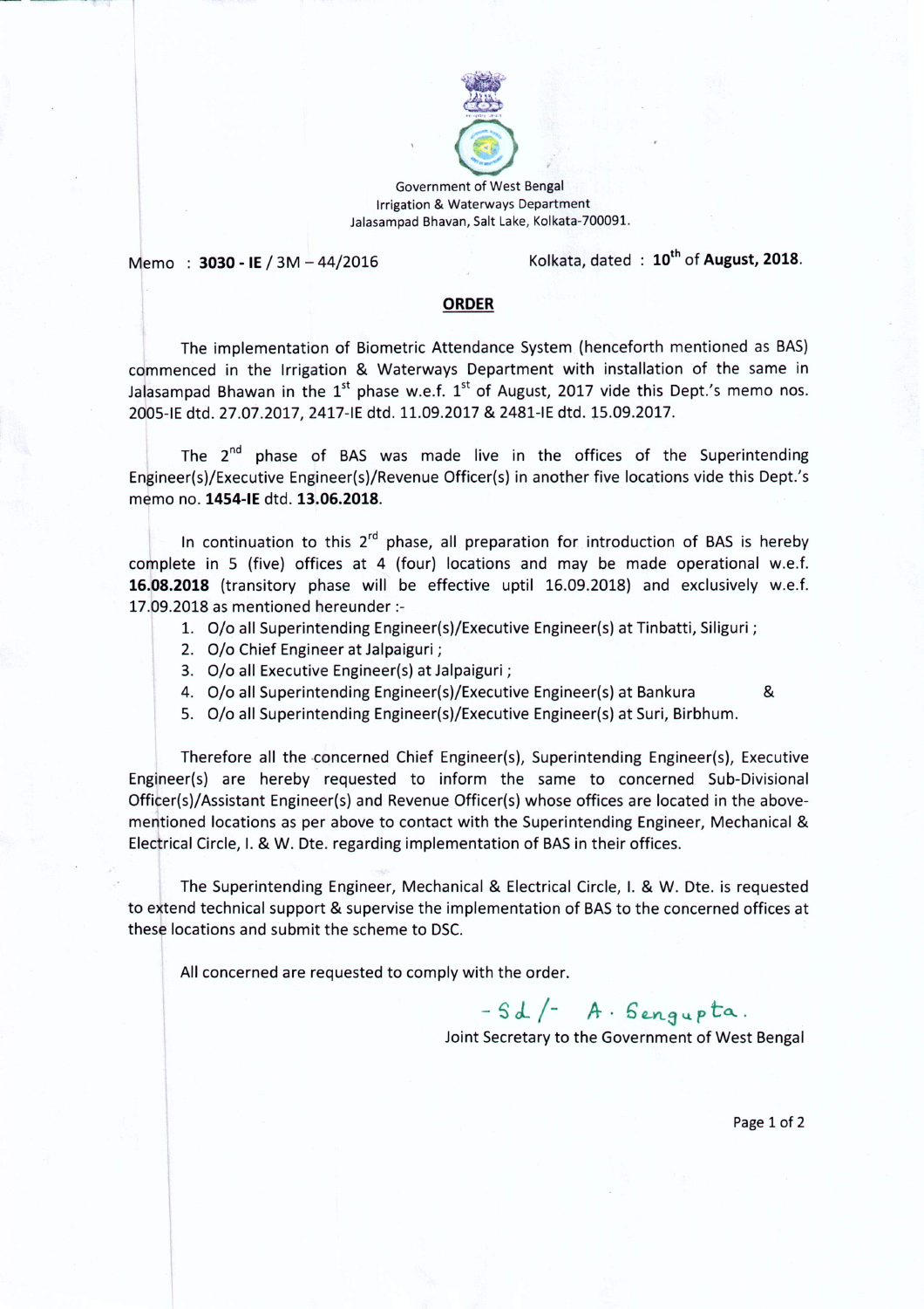Government of West Bengal
Irrigation & Waterways Department
Jalasampad Bhavan, Salt Lake, Kolkata-700091.

Memo : **3030 - IE** / 3M – 44/2016 Kolkata, dated : **10th** of **August, 2018**.

## ORDER

The implementation of Biometric Attendance System (henceforth mentioned as BAS) commenced in the Irrigation & Waterways Department with installation of the same in Jalasampad Bhawan in the 1st phase w.e.f. 1st of August, 2017 vide this Dept.'s memo nos. 2005-IE dtd. 27.07.2017, 2417-IE dtd. 11.09.2017 & 2481-IE dtd. 15.09.2017.

The 2nd phase of BAS was made live in the offices of the Superintending Engineer(s)/Executive Engineer(s)/Revenue Officer(s) in another five locations vide this Dept.'s memo no. **1454-IE** dtd. **13.06.2018**.

In continuation to this 2nd phase, all preparation for introduction of BAS is hereby complete in 5 (five) offices at 4 (four) locations and may be made operational w.e.f. **16.08.2018** (transitory phase will be effective uptil 16.09.2018) and exclusively w.e.f. 17.09.2018 as mentioned hereunder :-

1. O/o all Superintending Engineer(s)/Executive Engineer(s) at Tinbatti, Siliguri ;
2. O/o Chief Engineer at Jalpaiguri ;
3. O/o all Executive Engineer(s) at Jalpaiguri ;
4. O/o all Superintending Engineer(s)/Executive Engineer(s) at Bankura &
5. O/o all Superintending Engineer(s)/Executive Engineer(s) at Suri, Birbhum.

Therefore all the concerned Chief Engineer(s), Superintending Engineer(s), Executive Engineer(s) are hereby requested to inform the same to concerned Sub-Divisional Officer(s)/Assistant Engineer(s) and Revenue Officer(s) whose offices are located in the above-mentioned locations as per above to contact with the Superintending Engineer, Mechanical & Electrical Circle, I. & W. Dte. regarding implementation of BAS in their offices.

The Superintending Engineer, Mechanical & Electrical Circle, I. & W. Dte. is requested to extend technical support & supervise the implementation of BAS to the concerned offices at these locations and submit the scheme to DSC.

All concerned are requested to comply with the order.

-Sd/- A. Sengupta.
Joint Secretary to the Government of West Bengal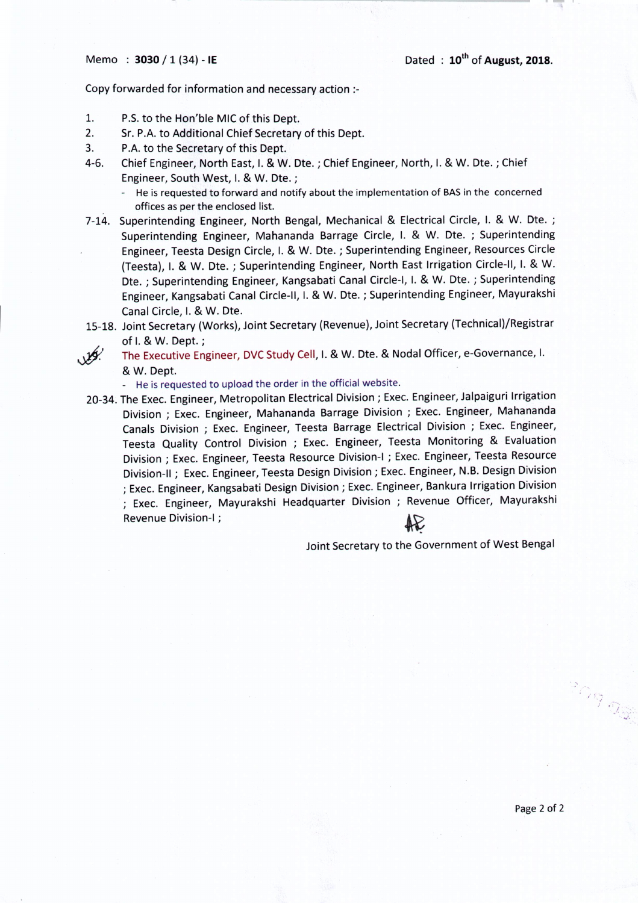Memo : **3030 / 1 (34) - IE** Dated : **10th of August, 2018.**

Copy forwarded for information and necessary action :-

1. P.S. to the Hon'ble MIC of this Dept.
2. Sr. P.A. to Additional Chief Secretary of this Dept.
3. P.A. to the Secretary of this Dept.

4-6. Chief Engineer, North East, I. & W. Dte. ; Chief Engineer, North, I. & W. Dte. ; Chief Engineer, South West, I. & W. Dte. ;
   - He is requested to forward and notify about the implementation of BAS in the concerned offices as per the enclosed list.

7-14. Superintending Engineer, North Bengal, Mechanical & Electrical Circle, I. & W. Dte. ; Superintending Engineer, Mahananda Barrage Circle, I. & W. Dte. ; Superintending Engineer, Teesta Design Circle, I. & W. Dte. ; Superintending Engineer, Resources Circle (Teesta), I. & W. Dte. ; Superintending Engineer, North East Irrigation Circle-II, I. & W. Dte. ; Superintending Engineer, Kangsabati Canal Circle-I, I. & W. Dte. ; Superintending Engineer, Kangsabati Canal Circle-II, I. & W. Dte. ; Superintending Engineer, Mayurakshi Canal Circle, I. & W. Dte.

15-18. Joint Secretary (Works), Joint Secretary (Revenue), Joint Secretary (Technical)/Registrar of I. & W. Dept. ;

19. The Executive Engineer, DVC Study Cell, I. & W. Dte. & Nodal Officer, e-Governance, I. & W. Dept.
   - He is requested to upload the order in the official website.

20-34. The Exec. Engineer, Metropolitan Electrical Division ; Exec. Engineer, Jalpaiguri Irrigation Division ; Exec. Engineer, Mahananda Barrage Division ; Exec. Engineer, Mahananda Canals Division ; Exec. Engineer, Teesta Barrage Electrical Division ; Exec. Engineer, Teesta Quality Control Division ; Exec. Engineer, Teesta Monitoring & Evaluation Division ; Exec. Engineer, Teesta Resource Division-I ; Exec. Engineer, Teesta Resource Division-II ; Exec. Engineer, Teesta Design Division ; Exec. Engineer, N.B. Design Division ; Exec. Engineer, Kangsabati Design Division ; Exec. Engineer, Bankura Irrigation Division ; Exec. Engineer, Mayurakshi Headquarter Division ; Revenue Officer, Mayurakshi Revenue Division-I ;

Joint Secretary to the Government of West Bengal